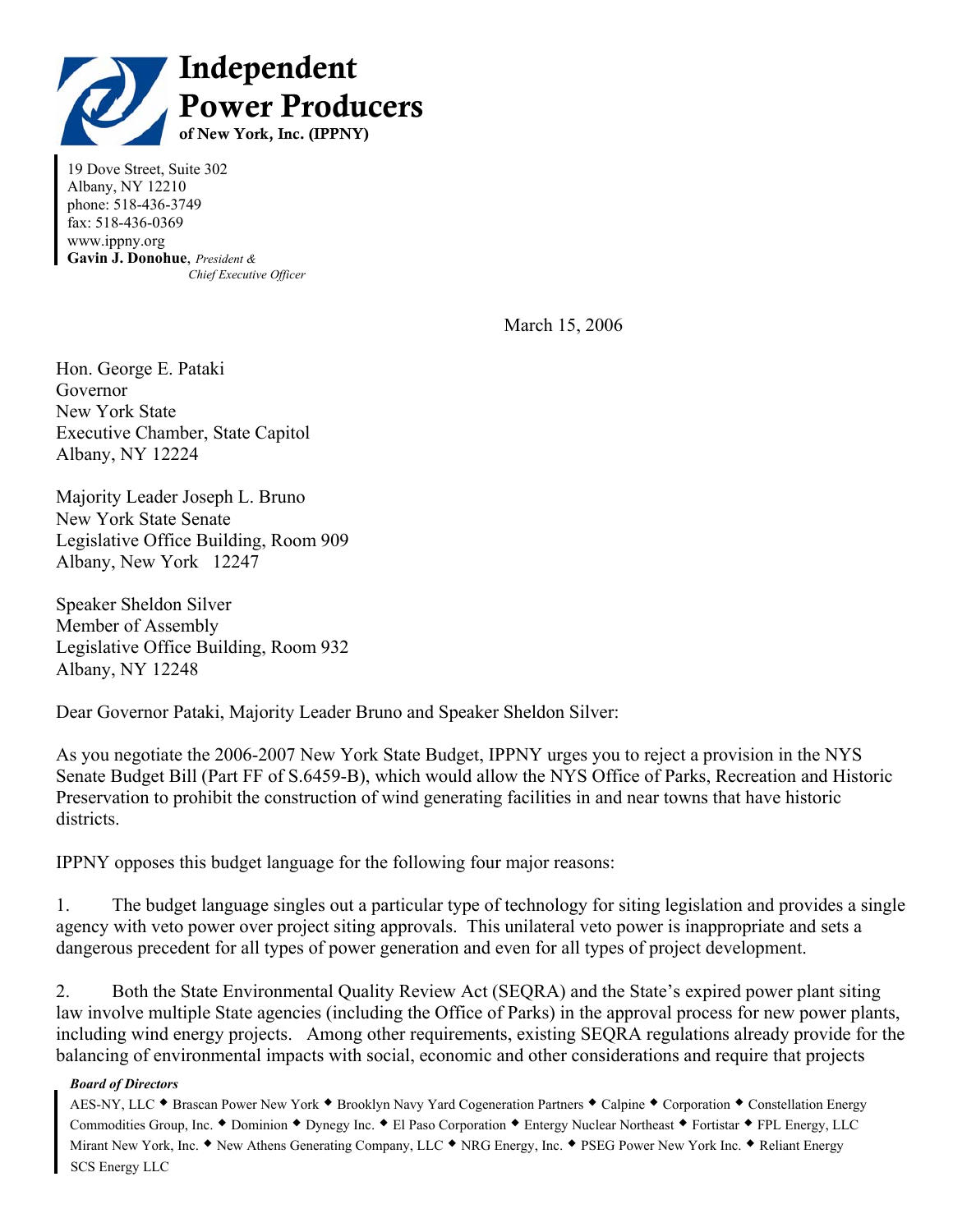# Independent Power Producers

**of New York, Inc. (IPPNY)**

19 Dove Street, Suite 302
Albany, NY 12210
phone: 518-436-3749
fax: 518-436-0369
www.ippny.org
**Gavin J. Donohue**, *President & Chief Executive Officer*

March 15, 2006

Hon. George E. Pataki
Governor
New York State
Executive Chamber, State Capitol
Albany, NY 12224

Majority Leader Joseph L. Bruno
New York State Senate
Legislative Office Building, Room 909
Albany, New York 12247

Speaker Sheldon Silver
Member of Assembly
Legislative Office Building, Room 932
Albany, NY 12248

Dear Governor Pataki, Majority Leader Bruno and Speaker Sheldon Silver:

As you negotiate the 2006-2007 New York State Budget, IPPNY urges you to reject a provision in the NYS Senate Budget Bill (Part FF of S.6459-B), which would allow the NYS Office of Parks, Recreation and Historic Preservation to prohibit the construction of wind generating facilities in and near towns that have historic districts.

IPPNY opposes this budget language for the following four major reasons:

1. The budget language singles out a particular type of technology for siting legislation and provides a single agency with veto power over project siting approvals. This unilateral veto power is inappropriate and sets a dangerous precedent for all types of power generation and even for all types of project development.

2. Both the State Environmental Quality Review Act (SEQRA) and the State's expired power plant siting law involve multiple State agencies (including the Office of Parks) in the approval process for new power plants, including wind energy projects. Among other requirements, existing SEQRA regulations already provide for the balancing of environmental impacts with social, economic and other considerations and require that projects

***Board of Directors***

AES-NY, LLC ◆ Brascan Power New York ◆ Brooklyn Navy Yard Cogeneration Partners ◆ Calpine ◆ Corporation ◆ Constellation Energy Commodities Group, Inc. ◆ Dominion ◆ Dynegy Inc. ◆ El Paso Corporation ◆ Entergy Nuclear Northeast ◆ Fortistar ◆ FPL Energy, LLC Mirant New York, Inc. ◆ New Athens Generating Company, LLC ◆ NRG Energy, Inc. ◆ PSEG Power New York Inc. ◆ Reliant Energy SCS Energy LLC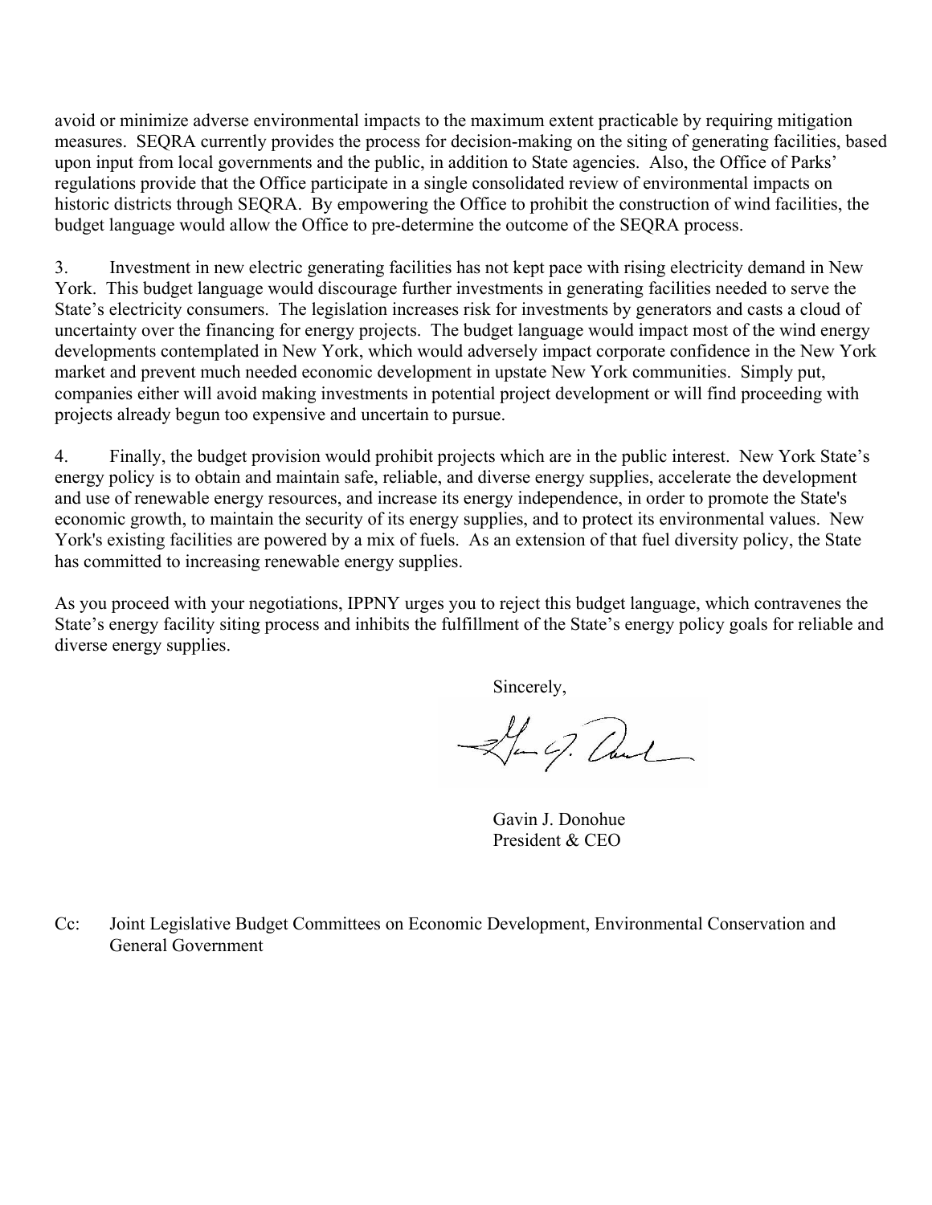avoid or minimize adverse environmental impacts to the maximum extent practicable by requiring mitigation measures. SEQRA currently provides the process for decision-making on the siting of generating facilities, based upon input from local governments and the public, in addition to State agencies. Also, the Office of Parks' regulations provide that the Office participate in a single consolidated review of environmental impacts on historic districts through SEQRA. By empowering the Office to prohibit the construction of wind facilities, the budget language would allow the Office to pre-determine the outcome of the SEQRA process.

3. Investment in new electric generating facilities has not kept pace with rising electricity demand in New York. This budget language would discourage further investments in generating facilities needed to serve the State's electricity consumers. The legislation increases risk for investments by generators and casts a cloud of uncertainty over the financing for energy projects. The budget language would impact most of the wind energy developments contemplated in New York, which would adversely impact corporate confidence in the New York market and prevent much needed economic development in upstate New York communities. Simply put, companies either will avoid making investments in potential project development or will find proceeding with projects already begun too expensive and uncertain to pursue.

4. Finally, the budget provision would prohibit projects which are in the public interest. New York State's energy policy is to obtain and maintain safe, reliable, and diverse energy supplies, accelerate the development and use of renewable energy resources, and increase its energy independence, in order to promote the State's economic growth, to maintain the security of its energy supplies, and to protect its environmental values. New York's existing facilities are powered by a mix of fuels. As an extension of that fuel diversity policy, the State has committed to increasing renewable energy supplies.

As you proceed with your negotiations, IPPNY urges you to reject this budget language, which contravenes the State's energy facility siting process and inhibits the fulfillment of the State's energy policy goals for reliable and diverse energy supplies.

Sincerely,

Gavin J. Donohue
President & CEO

Cc: Joint Legislative Budget Committees on Economic Development, Environmental Conservation and General Government